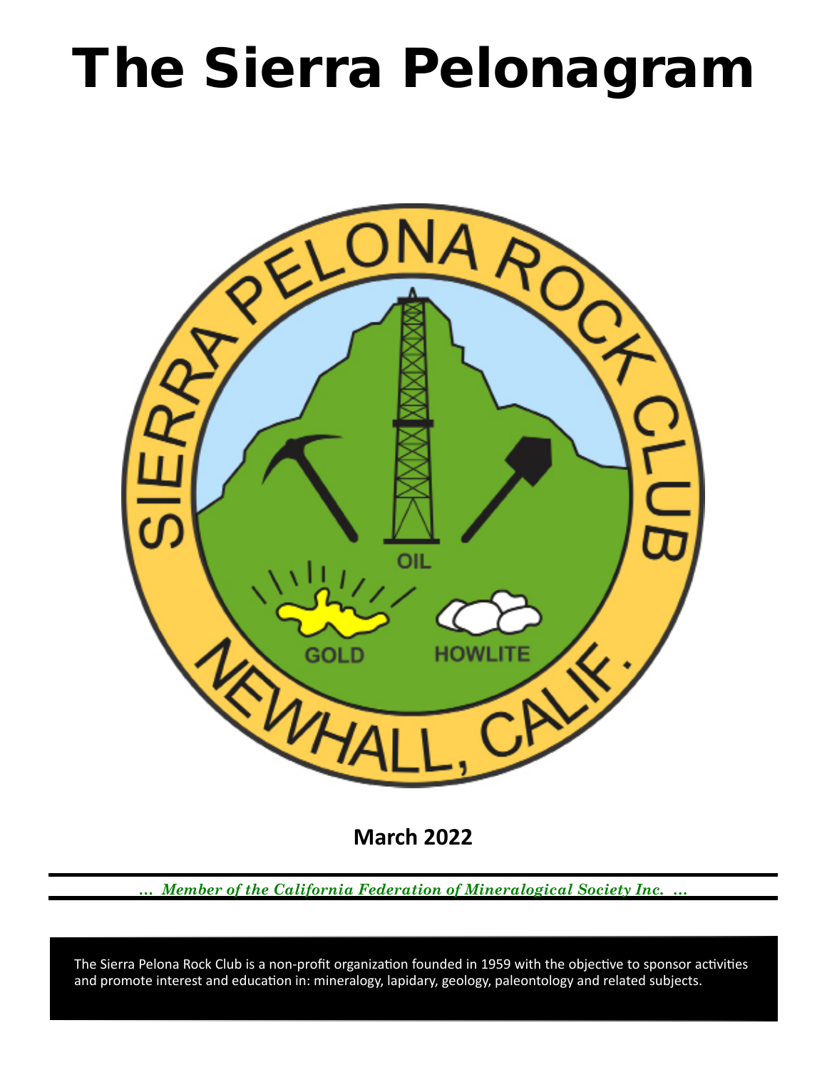# The Sierra Pelonagram

**March 2022**

*... Member of the California Federation of Mineralogical Society Inc. ...*

The Sierra Pelona Rock Club is a non-profit organization founded in 1959 with the objective to sponsor activities and promote interest and education in: mineralogy, lapidary, geology, paleontology and related subjects.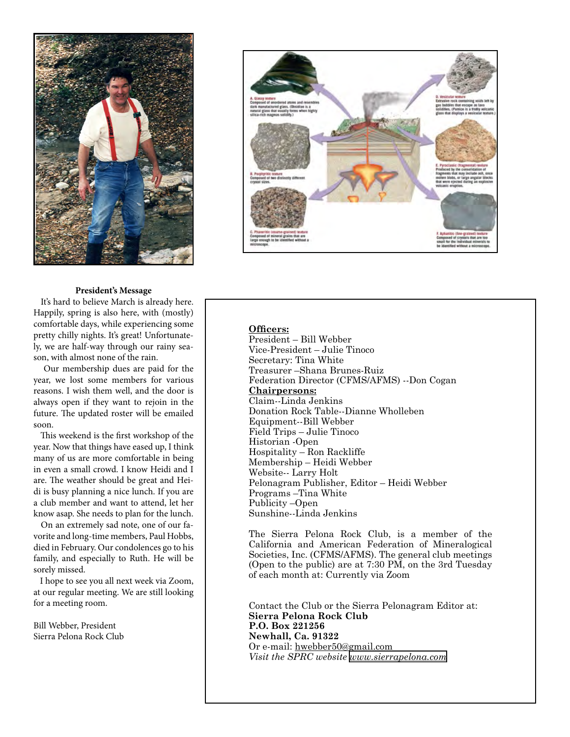### President's Message

It's hard to believe March is already here. Happily, spring is also here, with (mostly) comfortable days, while experiencing some pretty chilly nights. It's great! Unfortunately, we are half-way through our rainy season, with almost none of the rain.

Our membership dues are paid for the year, we lost some members for various reasons. I wish them well, and the door is always open if they want to rejoin in the future. The updated roster will be emailed soon.

This weekend is the first workshop of the year. Now that things have eased up, I think many of us are more comfortable in being in even a small crowd. I know Heidi and I are. The weather should be great and Heidi is busy planning a nice lunch. If you are a club member and want to attend, let her know asap. She needs to plan for the lunch.

On an extremely sad note, one of our favorite and long-time members, Paul Hobbs, died in February. Our condolences go to his family, and especially to Ruth. He will be sorely missed.

I hope to see you all next week via Zoom, at our regular meeting. We are still looking for a meeting room.

Bill Webber, President
Sierra Pelona Rock Club

**Officers:**

President – Bill Webber
Vice-President – Julie Tinoco
Secretary: Tina White
Treasurer –Shana Brunes-Ruiz
Federation Director (CFMS/AFMS) --Don Cogan

**Chairpersons:**

Claim--Linda Jenkins
Donation Rock Table--Dianne Wholleben
Equipment--Bill Webber
Field Trips – Julie Tinoco
Historian -Open
Hospitality – Ron Rackliffe
Membership – Heidi Webber
Website-- Larry Holt
Pelonagram Publisher, Editor – Heidi Webber
Programs –Tina White
Publicity –Open
Sunshine--Linda Jenkins

The Sierra Pelona Rock Club, is a member of the California and American Federation of Mineralogical Societies, Inc. (CFMS/AFMS). The general club meetings (Open to the public) are at 7:30 PM, on the 3rd Tuesday of each month at: Currently via Zoom

Contact the Club or the Sierra Pelonagram Editor at:
**Sierra Pelona Rock Club**
**P.O. Box 221256**
**Newhall, Ca. 91322**
Or e-mail: hwebber50@gmail.com
*Visit the SPRC website www.sierrapelona.com*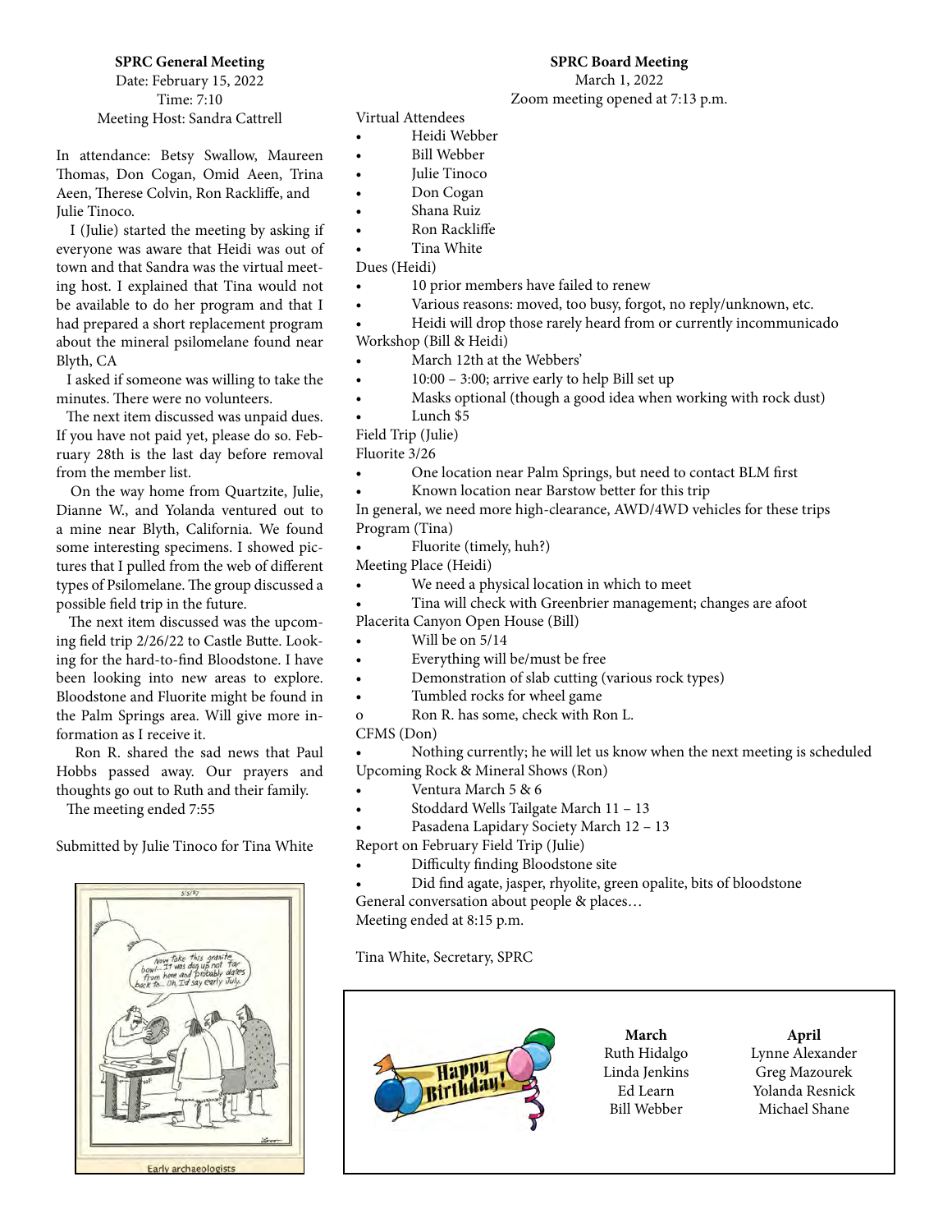**SPRC General Meeting**

Date: February 15, 2022
Time: 7:10
Meeting Host: Sandra Cattrell

In attendance: Betsy Swallow, Maureen Thomas, Don Cogan, Omid Aeen, Trina Aeen, Therese Colvin, Ron Rackliffe, and Julie Tinoco.

I (Julie) started the meeting by asking if everyone was aware that Heidi was out of town and that Sandra was the virtual meeting host. I explained that Tina would not be available to do her program and that I had prepared a short replacement program about the mineral psilomelane found near Blyth, CA

I asked if someone was willing to take the minutes. There were no volunteers.

The next item discussed was unpaid dues. If you have not paid yet, please do so. February 28th is the last day before removal from the member list.

On the way home from Quartzite, Julie, Dianne W., and Yolanda ventured out to a mine near Blyth, California. We found some interesting specimens. I showed pictures that I pulled from the web of different types of Psilomelane. The group discussed a possible field trip in the future.

The next item discussed was the upcoming field trip 2/26/22 to Castle Butte. Looking for the hard-to-find Bloodstone. I have been looking into new areas to explore. Bloodstone and Fluorite might be found in the Palm Springs area. Will give more information as I receive it.

Ron R. shared the sad news that Paul Hobbs passed away. Our prayers and thoughts go out to Ruth and their family.

The meeting ended 7:55

Submitted by Julie Tinoco for Tina White

Early archaeologists

**SPRC Board Meeting**

March 1, 2022
Zoom meeting opened at 7:13 p.m.

Virtual Attendees
- Heidi Webber
- Bill Webber
- Julie Tinoco
- Don Cogan
- Shana Ruiz
- Ron Rackliffe
- Tina White

Dues (Heidi)
- 10 prior members have failed to renew
- Various reasons: moved, too busy, forgot, no reply/unknown, etc.
- Heidi will drop those rarely heard from or currently incommunicado

Workshop (Bill & Heidi)
- March 12th at the Webbers'
- 10:00 – 3:00; arrive early to help Bill set up
- Masks optional (though a good idea when working with rock dust)
- Lunch $5

Field Trip (Julie)

Fluorite 3/26
- One location near Palm Springs, but need to contact BLM first
- Known location near Barstow better for this trip

In general, we need more high-clearance, AWD/4WD vehicles for these trips

Program (Tina)
- Fluorite (timely, huh?)

Meeting Place (Heidi)
- We need a physical location in which to meet
- Tina will check with Greenbrier management; changes are afoot

Placerita Canyon Open House (Bill)
- Will be on 5/14
- Everything will be/must be free
- Demonstration of slab cutting (various rock types)
- Tumbled rocks for wheel game
  - Ron R. has some, check with Ron L.

CFMS (Don)
- Nothing currently; he will let us know when the next meeting is scheduled

Upcoming Rock & Mineral Shows (Ron)
- Ventura March 5 & 6
- Stoddard Wells Tailgate March 11 – 13
- Pasadena Lapidary Society March 12 – 13

Report on February Field Trip (Julie)
- Difficulty finding Bloodstone site
- Did find agate, jasper, rhyolite, green opalite, bits of bloodstone

General conversation about people & places…

Meeting ended at 8:15 p.m.

Tina White, Secretary, SPRC

| March | April |
|---|---|
| Ruth Hidalgo | Lynne Alexander |
| Linda Jenkins | Greg Mazourek |
| Ed Learn | Yolanda Resnick |
| Bill Webber | Michael Shane |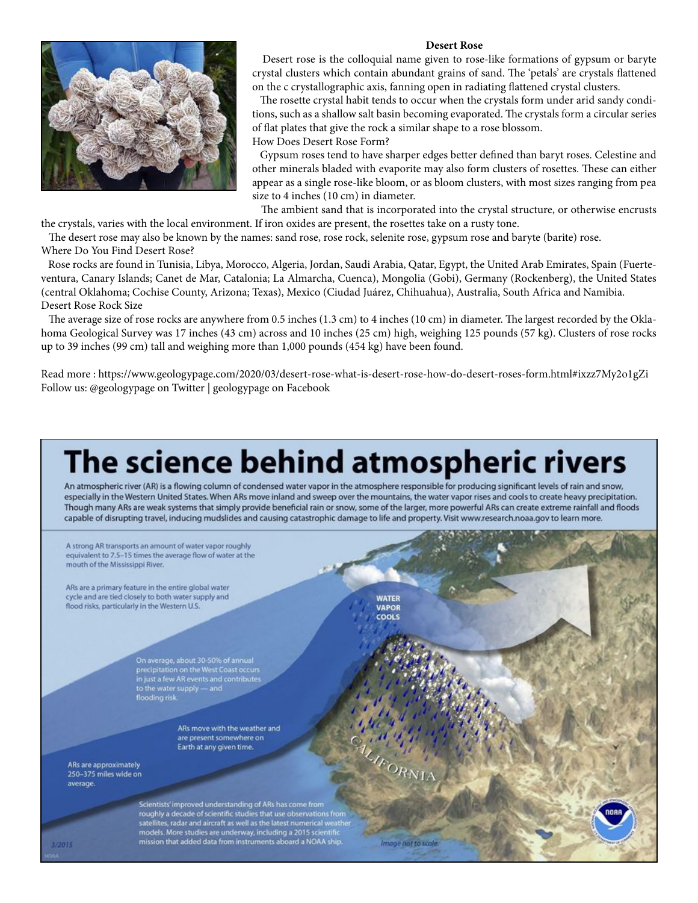### Desert Rose

Desert rose is the colloquial name given to rose-like formations of gypsum or baryte crystal clusters which contain abundant grains of sand. The 'petals' are crystals flattened on the c crystallographic axis, fanning open in radiating flattened crystal clusters.

The rosette crystal habit tends to occur when the crystals form under arid sandy conditions, such as a shallow salt basin becoming evaporated. The crystals form a circular series of flat plates that give the rock a similar shape to a rose blossom.

How Does Desert Rose Form?

Gypsum roses tend to have sharper edges better defined than baryt roses. Celestine and other minerals bladed with evaporite may also form clusters of rosettes. These can either appear as a single rose-like bloom, or as bloom clusters, with most sizes ranging from pea size to 4 inches (10 cm) in diameter.

The ambient sand that is incorporated into the crystal structure, or otherwise encrusts the crystals, varies with the local environment. If iron oxides are present, the rosettes take on a rusty tone.

The desert rose may also be known by the names: sand rose, rose rock, selenite rose, gypsum rose and baryte (barite) rose.

Where Do You Find Desert Rose?

Rose rocks are found in Tunisia, Libya, Morocco, Algeria, Jordan, Saudi Arabia, Qatar, Egypt, the United Arab Emirates, Spain (Fuerteventura, Canary Islands; Canet de Mar, Catalonia; La Almarcha, Cuenca), Mongolia (Gobi), Germany (Rockenberg), the United States (central Oklahoma; Cochise County, Arizona; Texas), Mexico (Ciudad Juárez, Chihuahua), Australia, South Africa and Namibia.

Desert Rose Rock Size

The average size of rose rocks are anywhere from 0.5 inches (1.3 cm) to 4 inches (10 cm) in diameter. The largest recorded by the Oklahoma Geological Survey was 17 inches (43 cm) across and 10 inches (25 cm) high, weighing 125 pounds (57 kg). Clusters of rose rocks up to 39 inches (99 cm) tall and weighing more than 1,000 pounds (454 kg) have been found.

Read more : https://www.geologypage.com/2020/03/desert-rose-what-is-desert-rose-how-do-desert-roses-form.html#ixzz7My2o1gZi
Follow us: @geologypage on Twitter | geologypage on Facebook

# The science behind atmospheric rivers

An atmospheric river (AR) is a flowing column of condensed water vapor in the atmosphere responsible for producing significant levels of rain and snow, especially in the Western United States. When ARs move inland and sweep over the mountains, the water vapor rises and cools to create heavy precipitation. Though many ARs are weak systems that simply provide beneficial rain or snow, some of the larger, more powerful ARs can create extreme rainfall and floods capable of disrupting travel, inducing mudslides and causing catastrophic damage to life and property. Visit www.research.noaa.gov to learn more.

A strong AR transports an amount of water vapor roughly equivalent to 7.5–15 times the average flow of water at the mouth of the Mississippi River.

ARs are a primary feature in the entire global water cycle and are tied closely to both water supply and flood risks, particularly in the Western U.S.

WATER VAPOR COOLS

On average, about 30-50% of annual precipitation on the West Coast occurs in just a few AR events and contributes to the water supply — and flooding risk.

ARs move with the weather and are present somewhere on Earth at any given time.

ARs are approximately 250–375 miles wide on average.

CALIFORNIA

Scientists' improved understanding of ARs has come from roughly a decade of scientific studies that use observations from satellites, radar and aircraft as well as the latest numerical weather models. More studies are underway, including a 2015 scientific mission that added data from instruments aboard a NOAA ship.

Image not to scale.

3/2015